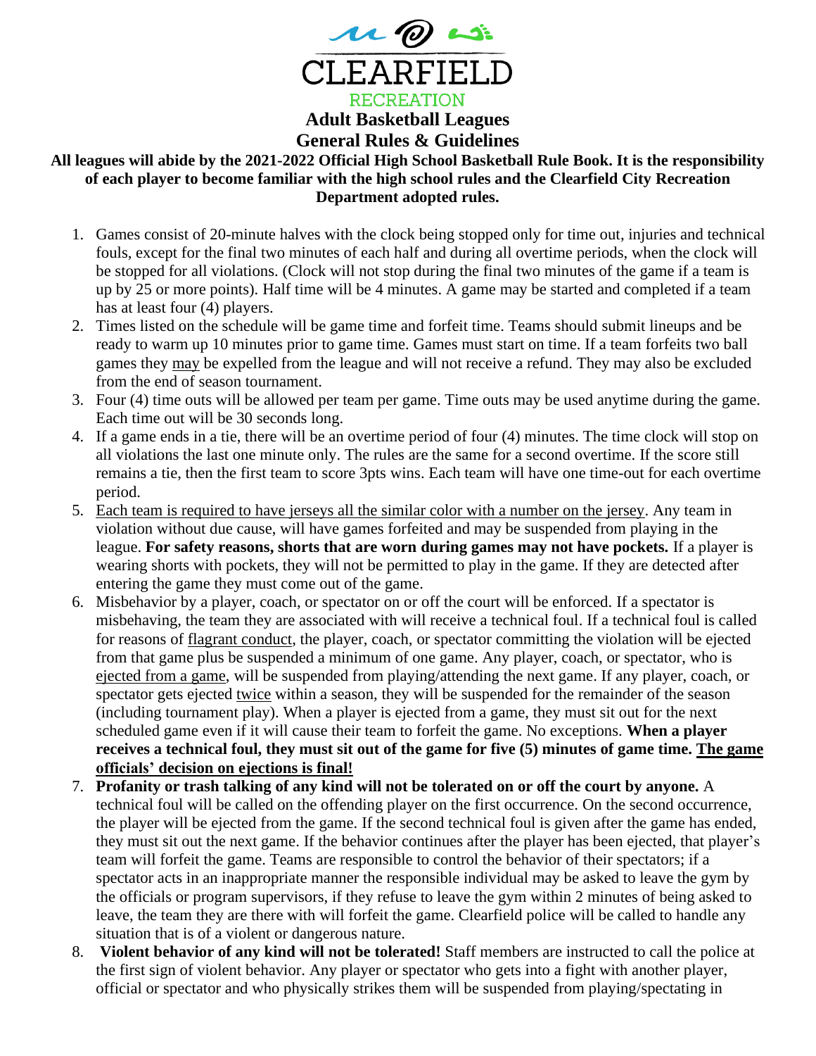CLEARFIELD

RECREATION

# Adult Basketball Leagues

## General Rules & Guidelines

**All leagues will abide by the 2021-2022 Official High School Basketball Rule Book. It is the responsibility of each player to become familiar with the high school rules and the Clearfield City Recreation Department adopted rules.**

1. Games consist of 20-minute halves with the clock being stopped only for time out, injuries and technical fouls, except for the final two minutes of each half and during all overtime periods, when the clock will be stopped for all violations. (Clock will not stop during the final two minutes of the game if a team is up by 25 or more points). Half time will be 4 minutes. A game may be started and completed if a team has at least four (4) players.
2. Times listed on the schedule will be game time and forfeit time. Teams should submit lineups and be ready to warm up 10 minutes prior to game time. Games must start on time. If a team forfeits two ball games they <u>may</u> be expelled from the league and will not receive a refund. They may also be excluded from the end of season tournament.
3. Four (4) time outs will be allowed per team per game. Time outs may be used anytime during the game. Each time out will be 30 seconds long.
4. If a game ends in a tie, there will be an overtime period of four (4) minutes. The time clock will stop on all violations the last one minute only. The rules are the same for a second overtime. If the score still remains a tie, then the first team to score 3pts wins. Each team will have one time-out for each overtime period.
5. <u>Each team is required to have jerseys all the similar color with a number on the jersey</u>. Any team in violation without due cause, will have games forfeited and may be suspended from playing in the league. **For safety reasons, shorts that are worn during games may not have pockets.** If a player is wearing shorts with pockets, they will not be permitted to play in the game. If they are detected after entering the game they must come out of the game.
6. Misbehavior by a player, coach, or spectator on or off the court will be enforced. If a spectator is misbehaving, the team they are associated with will receive a technical foul. If a technical foul is called for reasons of <u>flagrant conduct</u>, the player, coach, or spectator committing the violation will be ejected from that game plus be suspended a minimum of one game. Any player, coach, or spectator, who is <u>ejected from a game</u>, will be suspended from playing/attending the next game. If any player, coach, or spectator gets ejected <u>twice</u> within a season, they will be suspended for the remainder of the season (including tournament play). When a player is ejected from a game, they must sit out for the next scheduled game even if it will cause their team to forfeit the game. No exceptions. **When a player receives a technical foul, they must sit out of the game for five (5) minutes of game time. <u>The game officials' decision on ejections is final!</u>**
7. **Profanity or trash talking of any kind will not be tolerated on or off the court by anyone.** A technical foul will be called on the offending player on the first occurrence. On the second occurrence, the player will be ejected from the game. If the second technical foul is given after the game has ended, they must sit out the next game. If the behavior continues after the player has been ejected, that player's team will forfeit the game. Teams are responsible to control the behavior of their spectators; if a spectator acts in an inappropriate manner the responsible individual may be asked to leave the gym by the officials or program supervisors, if they refuse to leave the gym within 2 minutes of being asked to leave, the team they are there with will forfeit the game. Clearfield police will be called to handle any situation that is of a violent or dangerous nature.
8. **Violent behavior of any kind will not be tolerated!** Staff members are instructed to call the police at the first sign of violent behavior. Any player or spectator who gets into a fight with another player, official or spectator and who physically strikes them will be suspended from playing/spectating in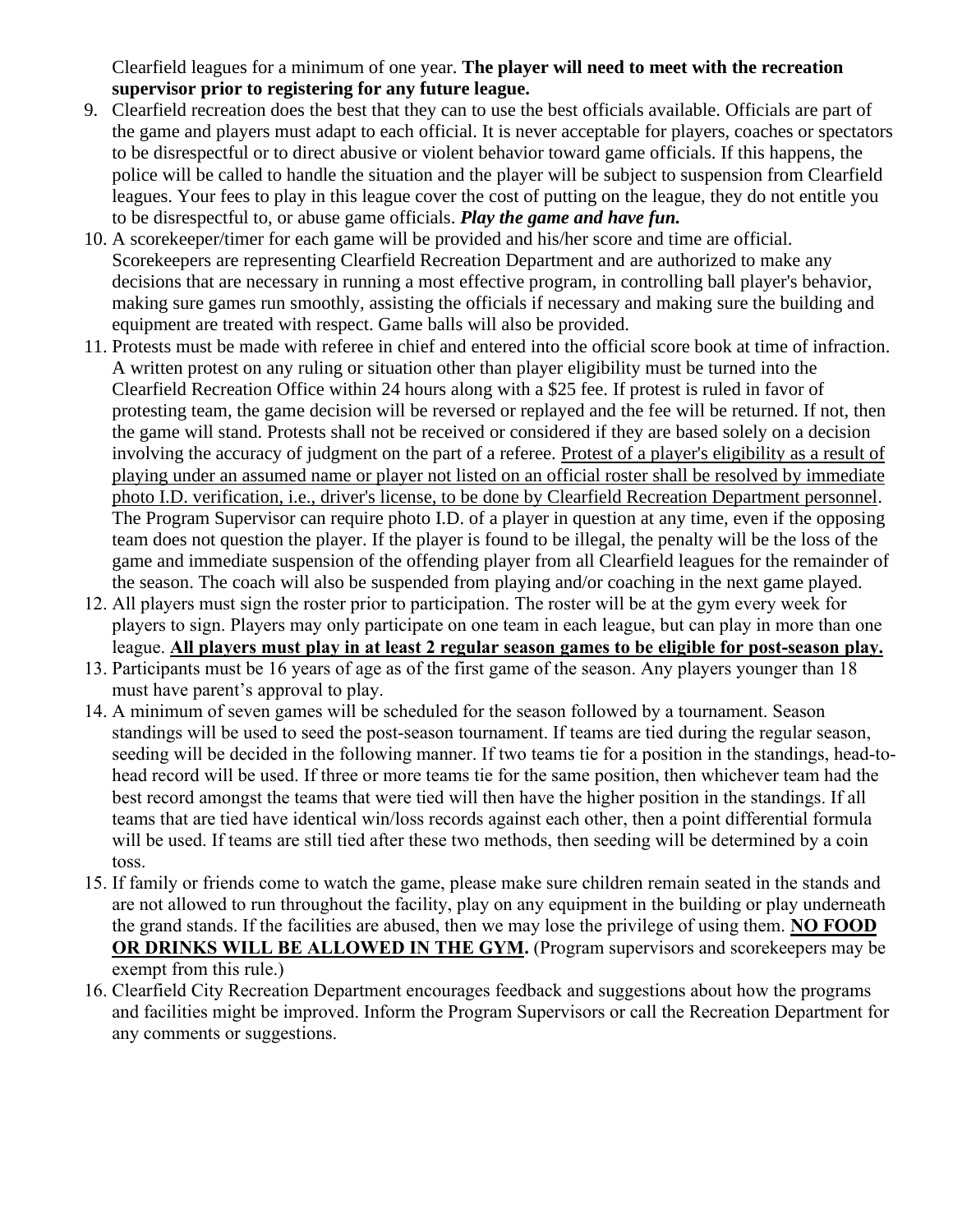Clearfield leagues for a minimum of one year. **The player will need to meet with the recreation supervisor prior to registering for any future league.**

9. Clearfield recreation does the best that they can to use the best officials available. Officials are part of the game and players must adapt to each official. It is never acceptable for players, coaches or spectators to be disrespectful or to direct abusive or violent behavior toward game officials. If this happens, the police will be called to handle the situation and the player will be subject to suspension from Clearfield leagues. Your fees to play in this league cover the cost of putting on the league, they do not entitle you to be disrespectful to, or abuse game officials. ***Play the game and have fun.***
10. A scorekeeper/timer for each game will be provided and his/her score and time are official. Scorekeepers are representing Clearfield Recreation Department and are authorized to make any decisions that are necessary in running a most effective program, in controlling ball player's behavior, making sure games run smoothly, assisting the officials if necessary and making sure the building and equipment are treated with respect. Game balls will also be provided.
11. Protests must be made with referee in chief and entered into the official score book at time of infraction. A written protest on any ruling or situation other than player eligibility must be turned into the Clearfield Recreation Office within 24 hours along with a $25 fee. If protest is ruled in favor of protesting team, the game decision will be reversed or replayed and the fee will be returned. If not, then the game will stand. Protests shall not be received or considered if they are based solely on a decision involving the accuracy of judgment on the part of a referee. <u>Protest of a player's eligibility as a result of playing under an assumed name or player not listed on an official roster shall be resolved by immediate photo I.D. verification, i.e., driver's license, to be done by Clearfield Recreation Department personnel</u>. The Program Supervisor can require photo I.D. of a player in question at any time, even if the opposing team does not question the player. If the player is found to be illegal, the penalty will be the loss of the game and immediate suspension of the offending player from all Clearfield leagues for the remainder of the season. The coach will also be suspended from playing and/or coaching in the next game played.
12. All players must sign the roster prior to participation. The roster will be at the gym every week for players to sign. Players may only participate on one team in each league, but can play in more than one league. <u>**All players must play in at least 2 regular season games to be eligible for post-season play.**</u>
13. Participants must be 16 years of age as of the first game of the season. Any players younger than 18 must have parent's approval to play.
14. A minimum of seven games will be scheduled for the season followed by a tournament. Season standings will be used to seed the post-season tournament. If teams are tied during the regular season, seeding will be decided in the following manner. If two teams tie for a position in the standings, head-to-head record will be used. If three or more teams tie for the same position, then whichever team had the best record amongst the teams that were tied will then have the higher position in the standings. If all teams that are tied have identical win/loss records against each other, then a point differential formula will be used. If teams are still tied after these two methods, then seeding will be determined by a coin toss.
15. If family or friends come to watch the game, please make sure children remain seated in the stands and are not allowed to run throughout the facility, play on any equipment in the building or play underneath the grand stands. If the facilities are abused, then we may lose the privilege of using them. <u>**NO FOOD OR DRINKS WILL BE ALLOWED IN THE GYM.**</u> (Program supervisors and scorekeepers may be exempt from this rule.)
16. Clearfield City Recreation Department encourages feedback and suggestions about how the programs and facilities might be improved. Inform the Program Supervisors or call the Recreation Department for any comments or suggestions.